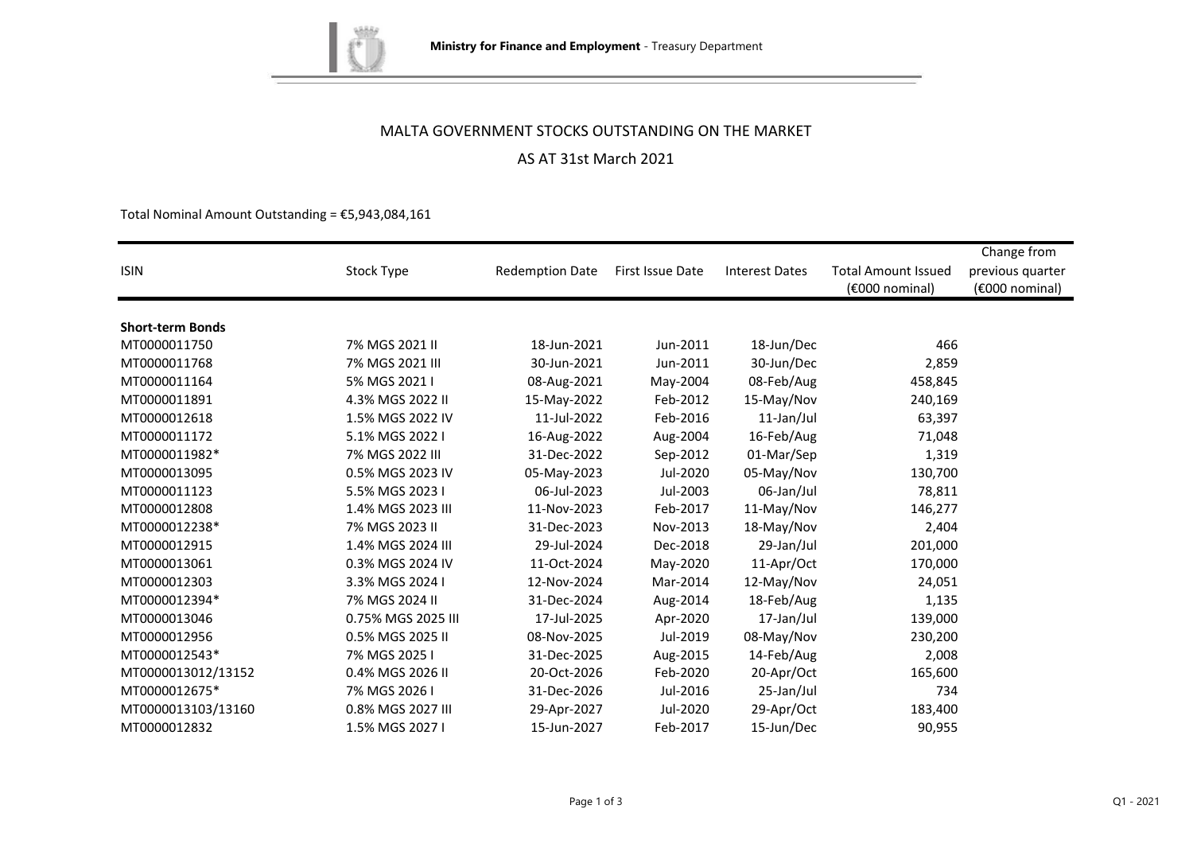Ministry for Finance and Employment - Treasury Department

# MALTA GOVERNMENT STOCKS OUTSTANDING ON THE MARKET

## AS AT 31st March 2021

Total Nominal Amount Outstanding = €5,943,084,161

| ISIN | Stock Type | Redemption Date | First Issue Date | Interest Dates | Total Amount Issued (€000 nominal) | Change from previous quarter (€000 nominal) |
|---|---|---|---|---|---|---|
| **Short-term Bonds** | | | | | | |
| MT0000011750 | 7% MGS 2021 II | 18-Jun-2021 | Jun-2011 | 18-Jun/Dec | 466 | |
| MT0000011768 | 7% MGS 2021 III | 30-Jun-2021 | Jun-2011 | 30-Jun/Dec | 2,859 | |
| MT0000011164 | 5% MGS 2021 I | 08-Aug-2021 | May-2004 | 08-Feb/Aug | 458,845 | |
| MT0000011891 | 4.3% MGS 2022 II | 15-May-2022 | Feb-2012 | 15-May/Nov | 240,169 | |
| MT0000012618 | 1.5% MGS 2022 IV | 11-Jul-2022 | Feb-2016 | 11-Jan/Jul | 63,397 | |
| MT0000011172 | 5.1% MGS 2022 I | 16-Aug-2022 | Aug-2004 | 16-Feb/Aug | 71,048 | |
| MT0000011982* | 7% MGS 2022 III | 31-Dec-2022 | Sep-2012 | 01-Mar/Sep | 1,319 | |
| MT0000013095 | 0.5% MGS 2023 IV | 05-May-2023 | Jul-2020 | 05-May/Nov | 130,700 | |
| MT0000011123 | 5.5% MGS 2023 I | 06-Jul-2023 | Jul-2003 | 06-Jan/Jul | 78,811 | |
| MT0000012808 | 1.4% MGS 2023 III | 11-Nov-2023 | Feb-2017 | 11-May/Nov | 146,277 | |
| MT0000012238* | 7% MGS 2023 II | 31-Dec-2023 | Nov-2013 | 18-May/Nov | 2,404 | |
| MT0000012915 | 1.4% MGS 2024 III | 29-Jul-2024 | Dec-2018 | 29-Jan/Jul | 201,000 | |
| MT0000013061 | 0.3% MGS 2024 IV | 11-Oct-2024 | May-2020 | 11-Apr/Oct | 170,000 | |
| MT0000012303 | 3.3% MGS 2024 I | 12-Nov-2024 | Mar-2014 | 12-May/Nov | 24,051 | |
| MT0000012394* | 7% MGS 2024 II | 31-Dec-2024 | Aug-2014 | 18-Feb/Aug | 1,135 | |
| MT0000013046 | 0.75% MGS 2025 III | 17-Jul-2025 | Apr-2020 | 17-Jan/Jul | 139,000 | |
| MT0000012956 | 0.5% MGS 2025 II | 08-Nov-2025 | Jul-2019 | 08-May/Nov | 230,200 | |
| MT0000012543* | 7% MGS 2025 I | 31-Dec-2025 | Aug-2015 | 14-Feb/Aug | 2,008 | |
| MT0000013012/13152 | 0.4% MGS 2026 II | 20-Oct-2026 | Feb-2020 | 20-Apr/Oct | 165,600 | |
| MT0000012675* | 7% MGS 2026 I | 31-Dec-2026 | Jul-2016 | 25-Jan/Jul | 734 | |
| MT0000013103/13160 | 0.8% MGS 2027 III | 29-Apr-2027 | Jul-2020 | 29-Apr/Oct | 183,400 | |
| MT0000012832 | 1.5% MGS 2027 I | 15-Jun-2027 | Feb-2017 | 15-Jun/Dec | 90,955 | |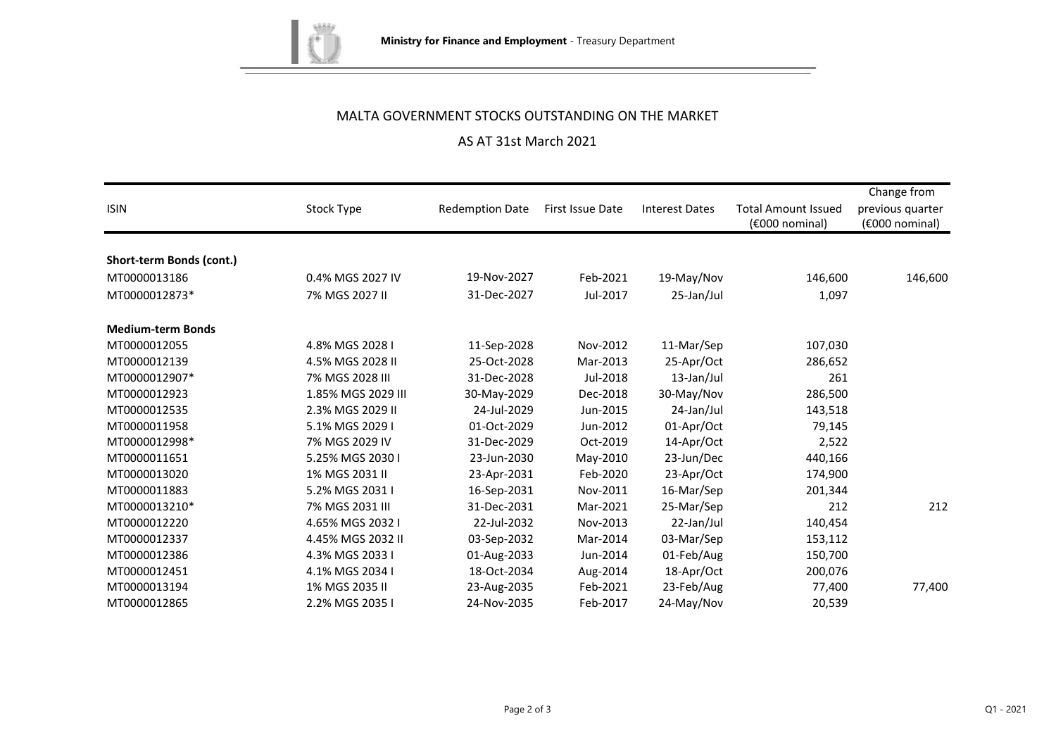Ministry for Finance and Employment - Treasury Department

## MALTA GOVERNMENT STOCKS OUTSTANDING ON THE MARKET

## AS AT 31st March 2021

| ISIN | Stock Type | Redemption Date | First Issue Date | Interest Dates | Total Amount Issued (€000 nominal) | Change from previous quarter (€000 nominal) |
|---|---|---|---|---|---|---|
| **Short-term Bonds (cont.)** | | | | | | |
| MT0000013186 | 0.4% MGS 2027 IV | 19-Nov-2027 | Feb-2021 | 19-May/Nov | 146,600 | 146,600 |
| MT0000012873* | 7% MGS 2027 II | 31-Dec-2027 | Jul-2017 | 25-Jan/Jul | 1,097 | |
| **Medium-term Bonds** | | | | | | |
| MT0000012055 | 4.8% MGS 2028 I | 11-Sep-2028 | Nov-2012 | 11-Mar/Sep | 107,030 | |
| MT0000012139 | 4.5% MGS 2028 II | 25-Oct-2028 | Mar-2013 | 25-Apr/Oct | 286,652 | |
| MT0000012907* | 7% MGS 2028 III | 31-Dec-2028 | Jul-2018 | 13-Jan/Jul | 261 | |
| MT0000012923 | 1.85% MGS 2029 III | 30-May-2029 | Dec-2018 | 30-May/Nov | 286,500 | |
| MT0000012535 | 2.3% MGS 2029 II | 24-Jul-2029 | Jun-2015 | 24-Jan/Jul | 143,518 | |
| MT0000011958 | 5.1% MGS 2029 I | 01-Oct-2029 | Jun-2012 | 01-Apr/Oct | 79,145 | |
| MT0000012998* | 7% MGS 2029 IV | 31-Dec-2029 | Oct-2019 | 14-Apr/Oct | 2,522 | |
| MT0000011651 | 5.25% MGS 2030 I | 23-Jun-2030 | May-2010 | 23-Jun/Dec | 440,166 | |
| MT0000013020 | 1% MGS 2031 II | 23-Apr-2031 | Feb-2020 | 23-Apr/Oct | 174,900 | |
| MT0000011883 | 5.2% MGS 2031 I | 16-Sep-2031 | Nov-2011 | 16-Mar/Sep | 201,344 | |
| MT0000013210* | 7% MGS 2031 III | 31-Dec-2031 | Mar-2021 | 25-Mar/Sep | 212 | 212 |
| MT0000012220 | 4.65% MGS 2032 I | 22-Jul-2032 | Nov-2013 | 22-Jan/Jul | 140,454 | |
| MT0000012337 | 4.45% MGS 2032 II | 03-Sep-2032 | Mar-2014 | 03-Mar/Sep | 153,112 | |
| MT0000012386 | 4.3% MGS 2033 I | 01-Aug-2033 | Jun-2014 | 01-Feb/Aug | 150,700 | |
| MT0000012451 | 4.1% MGS 2034 I | 18-Oct-2034 | Aug-2014 | 18-Apr/Oct | 200,076 | |
| MT0000013194 | 1% MGS 2035 II | 23-Aug-2035 | Feb-2021 | 23-Feb/Aug | 77,400 | 77,400 |
| MT0000012865 | 2.2% MGS 2035 I | 24-Nov-2035 | Feb-2017 | 24-May/Nov | 20,539 | |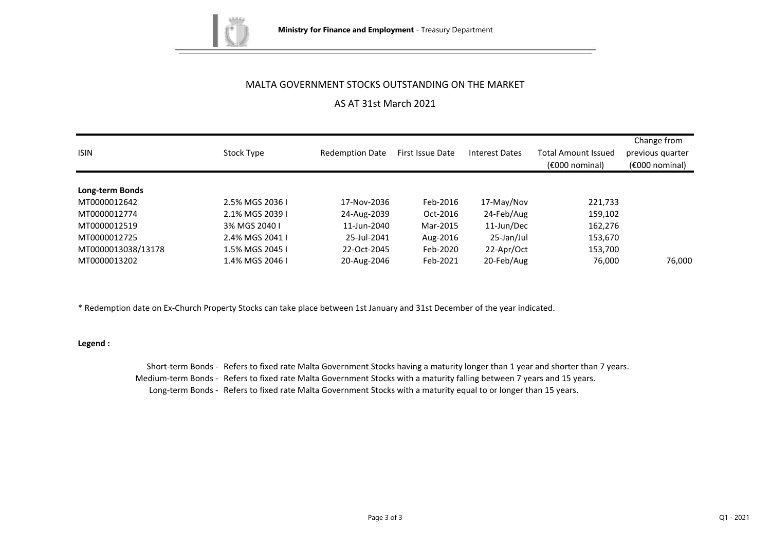Ministry for Finance and Employment - Treasury Department

## MALTA GOVERNMENT STOCKS OUTSTANDING ON THE MARKET

### AS AT 31st March 2021

| ISIN | Stock Type | Redemption Date | First Issue Date | Interest Dates | Total Amount Issued (€000 nominal) | Change from previous quarter (€000 nominal) |
|---|---|---|---|---|---|---|
| **Long-term Bonds** | | | | | | |
| MT0000012642 | 2.5% MGS 2036 I | 17-Nov-2036 | Feb-2016 | 17-May/Nov | 221,733 | |
| MT0000012774 | 2.1% MGS 2039 I | 24-Aug-2039 | Oct-2016 | 24-Feb/Aug | 159,102 | |
| MT0000012519 | 3% MGS 2040 I | 11-Jun-2040 | Mar-2015 | 11-Jun/Dec | 162,276 | |
| MT0000012725 | 2.4% MGS 2041 I | 25-Jul-2041 | Aug-2016 | 25-Jan/Jul | 153,670 | |
| MT0000013038/13178 | 1.5% MGS 2045 I | 22-Oct-2045 | Feb-2020 | 22-Apr/Oct | 153,700 | |
| MT0000013202 | 1.4% MGS 2046 I | 20-Aug-2046 | Feb-2021 | 20-Feb/Aug | 76,000 | 76,000 |

* Redemption date on Ex-Church Property Stocks can take place between 1st January and 31st December of the year indicated.

**Legend :**

Short-term Bonds - Refers to fixed rate Malta Government Stocks having a maturity longer than 1 year and shorter than 7 years.
Medium-term Bonds - Refers to fixed rate Malta Government Stocks with a maturity falling between 7 years and 15 years.
Long-term Bonds - Refers to fixed rate Malta Government Stocks with a maturity equal to or longer than 15 years.